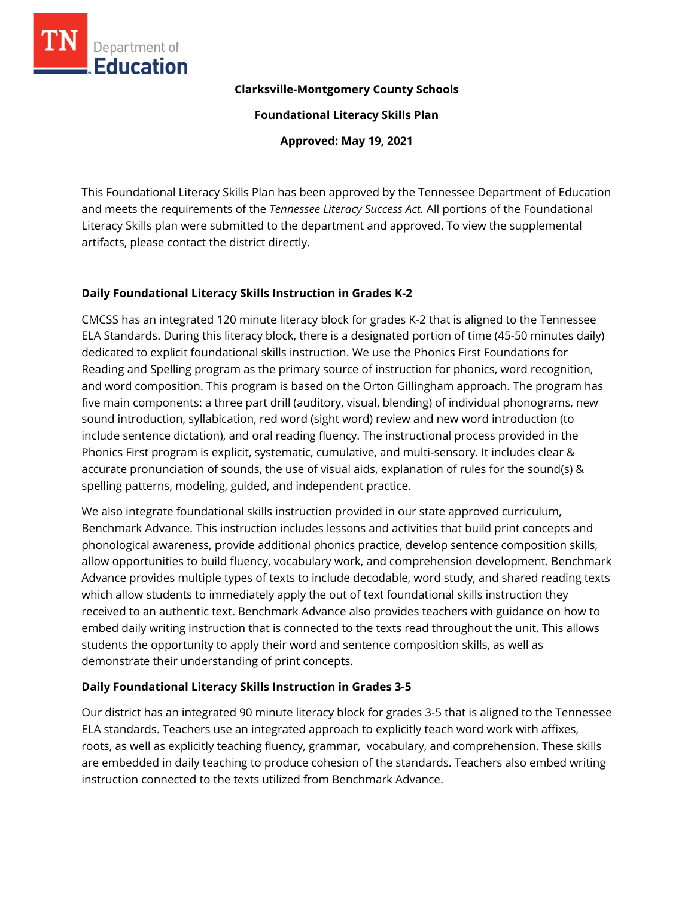**Clarksville-Montgomery County Schools**

**Foundational Literacy Skills Plan**

**Approved: May 19, 2021**

This Foundational Literacy Skills Plan has been approved by the Tennessee Department of Education and meets the requirements of the *Tennessee Literacy Success Act.* All portions of the Foundational Literacy Skills plan were submitted to the department and approved. To view the supplemental artifacts, please contact the district directly.

## Daily Foundational Literacy Skills Instruction in Grades K-2

CMCSS has an integrated 120 minute literacy block for grades K-2 that is aligned to the Tennessee ELA Standards. During this literacy block, there is a designated portion of time (45-50 minutes daily) dedicated to explicit foundational skills instruction. We use the Phonics First Foundations for Reading and Spelling program as the primary source of instruction for phonics, word recognition, and word composition. This program is based on the Orton Gillingham approach. The program has five main components: a three part drill (auditory, visual, blending) of individual phonograms, new sound introduction, syllabication, red word (sight word) review and new word introduction (to include sentence dictation), and oral reading fluency. The instructional process provided in the Phonics First program is explicit, systematic, cumulative, and multi-sensory. It includes clear & accurate pronunciation of sounds, the use of visual aids, explanation of rules for the sound(s) & spelling patterns, modeling, guided, and independent practice.

We also integrate foundational skills instruction provided in our state approved curriculum, Benchmark Advance. This instruction includes lessons and activities that build print concepts and phonological awareness, provide additional phonics practice, develop sentence composition skills, allow opportunities to build fluency, vocabulary work, and comprehension development. Benchmark Advance provides multiple types of texts to include decodable, word study, and shared reading texts which allow students to immediately apply the out of text foundational skills instruction they received to an authentic text. Benchmark Advance also provides teachers with guidance on how to embed daily writing instruction that is connected to the texts read throughout the unit. This allows students the opportunity to apply their word and sentence composition skills, as well as demonstrate their understanding of print concepts.

## Daily Foundational Literacy Skills Instruction in Grades 3-5

Our district has an integrated 90 minute literacy block for grades 3-5 that is aligned to the Tennessee ELA standards. Teachers use an integrated approach to explicitly teach word work with affixes, roots, as well as explicitly teaching fluency, grammar, vocabulary, and comprehension. These skills are embedded in daily teaching to produce cohesion of the standards. Teachers also embed writing instruction connected to the texts utilized from Benchmark Advance.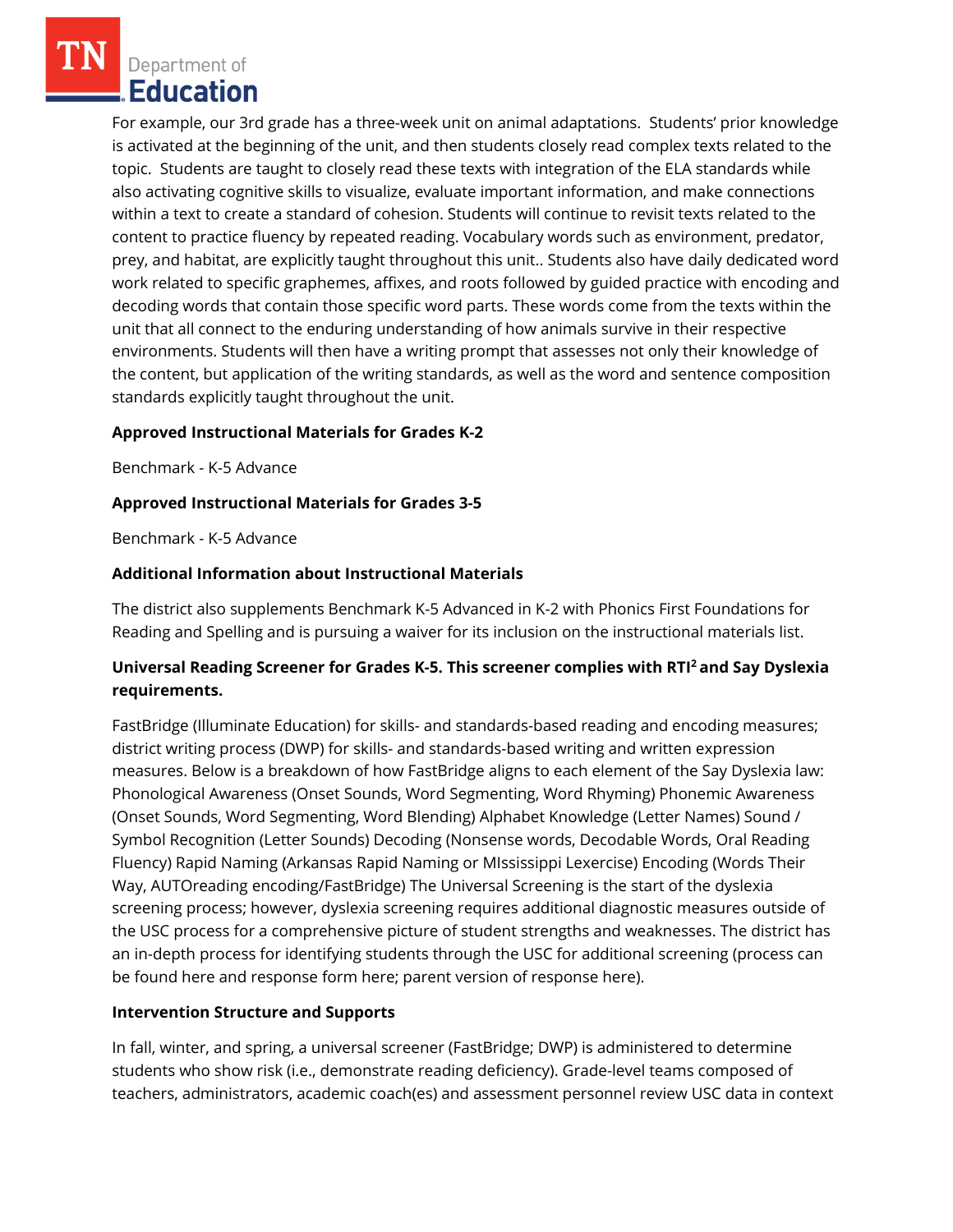For example, our 3rd grade has a three-week unit on animal adaptations. Students' prior knowledge is activated at the beginning of the unit, and then students closely read complex texts related to the topic. Students are taught to closely read these texts with integration of the ELA standards while also activating cognitive skills to visualize, evaluate important information, and make connections within a text to create a standard of cohesion. Students will continue to revisit texts related to the content to practice fluency by repeated reading. Vocabulary words such as environment, predator, prey, and habitat, are explicitly taught throughout this unit.. Students also have daily dedicated word work related to specific graphemes, affixes, and roots followed by guided practice with encoding and decoding words that contain those specific word parts. These words come from the texts within the unit that all connect to the enduring understanding of how animals survive in their respective environments. Students will then have a writing prompt that assesses not only their knowledge of the content, but application of the writing standards, as well as the word and sentence composition standards explicitly taught throughout the unit.

**Approved Instructional Materials for Grades K-2**

Benchmark - K-5 Advance

**Approved Instructional Materials for Grades 3-5**

Benchmark - K-5 Advance

**Additional Information about Instructional Materials**

The district also supplements Benchmark K-5 Advanced in K-2 with Phonics First Foundations for Reading and Spelling and is pursuing a waiver for its inclusion on the instructional materials list.

**Universal Reading Screener for Grades K-5. This screener complies with RTI$^2$ and Say Dyslexia requirements.**

FastBridge (Illuminate Education) for skills- and standards-based reading and encoding measures; district writing process (DWP) for skills- and standards-based writing and written expression measures. Below is a breakdown of how FastBridge aligns to each element of the Say Dyslexia law: Phonological Awareness (Onset Sounds, Word Segmenting, Word Rhyming) Phonemic Awareness (Onset Sounds, Word Segmenting, Word Blending) Alphabet Knowledge (Letter Names) Sound / Symbol Recognition (Letter Sounds) Decoding (Nonsense words, Decodable Words, Oral Reading Fluency) Rapid Naming (Arkansas Rapid Naming or MIssissippi Lexercise) Encoding (Words Their Way, AUTOreading encoding/FastBridge) The Universal Screening is the start of the dyslexia screening process; however, dyslexia screening requires additional diagnostic measures outside of the USC process for a comprehensive picture of student strengths and weaknesses. The district has an in-depth process for identifying students through the USC for additional screening (process can be found here and response form here; parent version of response here).

**Intervention Structure and Supports**

In fall, winter, and spring, a universal screener (FastBridge; DWP) is administered to determine students who show risk (i.e., demonstrate reading deficiency). Grade-level teams composed of teachers, administrators, academic coach(es) and assessment personnel review USC data in context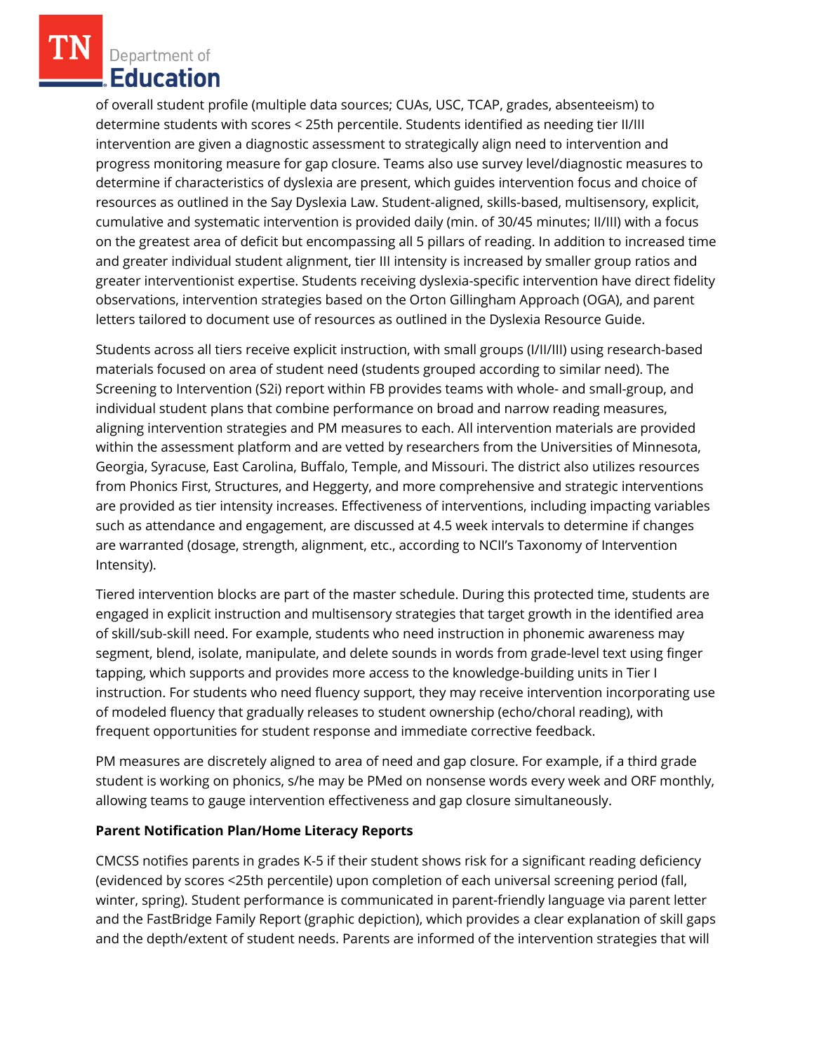of overall student profile (multiple data sources; CUAs, USC, TCAP, grades, absenteeism) to determine students with scores < 25th percentile. Students identified as needing tier II/III intervention are given a diagnostic assessment to strategically align need to intervention and progress monitoring measure for gap closure. Teams also use survey level/diagnostic measures to determine if characteristics of dyslexia are present, which guides intervention focus and choice of resources as outlined in the Say Dyslexia Law. Student-aligned, skills-based, multisensory, explicit, cumulative and systematic intervention is provided daily (min. of 30/45 minutes; II/III) with a focus on the greatest area of deficit but encompassing all 5 pillars of reading. In addition to increased time and greater individual student alignment, tier III intensity is increased by smaller group ratios and greater interventionist expertise. Students receiving dyslexia-specific intervention have direct fidelity observations, intervention strategies based on the Orton Gillingham Approach (OGA), and parent letters tailored to document use of resources as outlined in the Dyslexia Resource Guide.

Students across all tiers receive explicit instruction, with small groups (I/II/III) using research-based materials focused on area of student need (students grouped according to similar need). The Screening to Intervention (S2i) report within FB provides teams with whole- and small-group, and individual student plans that combine performance on broad and narrow reading measures, aligning intervention strategies and PM measures to each. All intervention materials are provided within the assessment platform and are vetted by researchers from the Universities of Minnesota, Georgia, Syracuse, East Carolina, Buffalo, Temple, and Missouri. The district also utilizes resources from Phonics First, Structures, and Heggerty, and more comprehensive and strategic interventions are provided as tier intensity increases. Effectiveness of interventions, including impacting variables such as attendance and engagement, are discussed at 4.5 week intervals to determine if changes are warranted (dosage, strength, alignment, etc., according to NCII's Taxonomy of Intervention Intensity).

Tiered intervention blocks are part of the master schedule. During this protected time, students are engaged in explicit instruction and multisensory strategies that target growth in the identified area of skill/sub-skill need. For example, students who need instruction in phonemic awareness may segment, blend, isolate, manipulate, and delete sounds in words from grade-level text using finger tapping, which supports and provides more access to the knowledge-building units in Tier I instruction. For students who need fluency support, they may receive intervention incorporating use of modeled fluency that gradually releases to student ownership (echo/choral reading), with frequent opportunities for student response and immediate corrective feedback.

PM measures are discretely aligned to area of need and gap closure. For example, if a third grade student is working on phonics, s/he may be PMed on nonsense words every week and ORF monthly, allowing teams to gauge intervention effectiveness and gap closure simultaneously.

**Parent Notification Plan/Home Literacy Reports**

CMCSS notifies parents in grades K-5 if their student shows risk for a significant reading deficiency (evidenced by scores <25th percentile) upon completion of each universal screening period (fall, winter, spring). Student performance is communicated in parent-friendly language via parent letter and the FastBridge Family Report (graphic depiction), which provides a clear explanation of skill gaps and the depth/extent of student needs. Parents are informed of the intervention strategies that will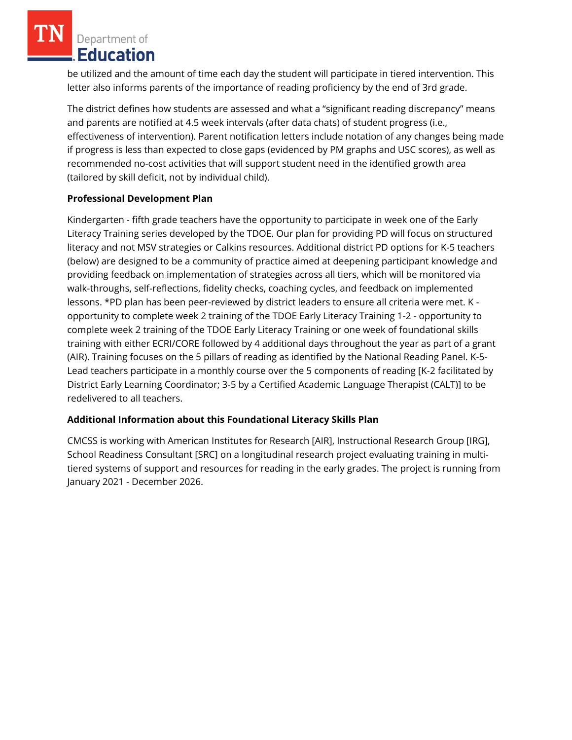be utilized and the amount of time each day the student will participate in tiered intervention. This letter also informs parents of the importance of reading proficiency by the end of 3rd grade.

The district defines how students are assessed and what a "significant reading discrepancy" means and parents are notified at 4.5 week intervals (after data chats) of student progress (i.e., effectiveness of intervention). Parent notification letters include notation of any changes being made if progress is less than expected to close gaps (evidenced by PM graphs and USC scores), as well as recommended no-cost activities that will support student need in the identified growth area (tailored by skill deficit, not by individual child).

**Professional Development Plan**

Kindergarten - fifth grade teachers have the opportunity to participate in week one of the Early Literacy Training series developed by the TDOE. Our plan for providing PD will focus on structured literacy and not MSV strategies or Calkins resources. Additional district PD options for K-5 teachers (below) are designed to be a community of practice aimed at deepening participant knowledge and providing feedback on implementation of strategies across all tiers, which will be monitored via walk-throughs, self-reflections, fidelity checks, coaching cycles, and feedback on implemented lessons. *PD plan has been peer-reviewed by district leaders to ensure all criteria were met. K - opportunity to complete week 2 training of the TDOE Early Literacy Training 1-2 - opportunity to complete week 2 training of the TDOE Early Literacy Training or one week of foundational skills training with either ECRI/CORE followed by 4 additional days throughout the year as part of a grant (AIR). Training focuses on the 5 pillars of reading as identified by the National Reading Panel. K-5- Lead teachers participate in a monthly course over the 5 components of reading [K-2 facilitated by District Early Learning Coordinator; 3-5 by a Certified Academic Language Therapist (CALT)] to be redelivered to all teachers.

**Additional Information about this Foundational Literacy Skills Plan**

CMCSS is working with American Institutes for Research [AIR], Instructional Research Group [IRG], School Readiness Consultant [SRC] on a longitudinal research project evaluating training in multi-tiered systems of support and resources for reading in the early grades. The project is running from January 2021 - December 2026.